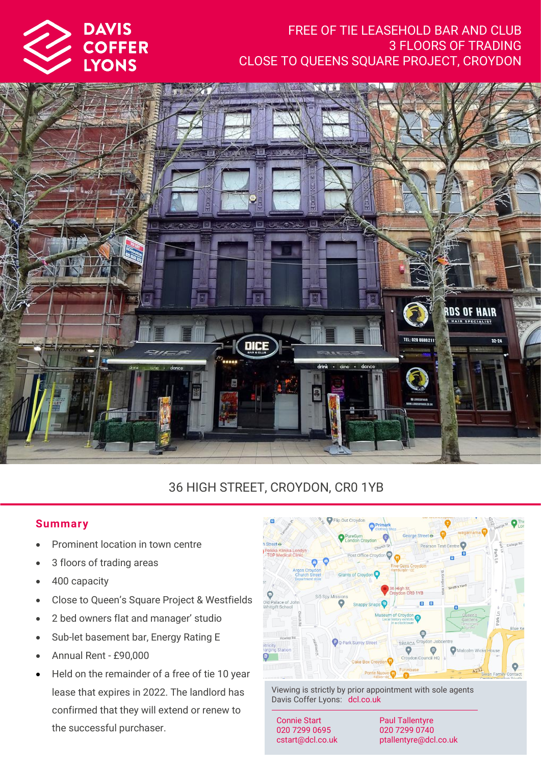DAVIS COFFER LYONS

FREE OF TIE LEASEHOLD BAR AND CLUB
3 FLOORS OF TRADING
CLOSE TO QUEENS SQUARE PROJECT, CROYDON

# 36 HIGH STREET, CROYDON, CR0 1YB

## Summary

- Prominent location in town centre
- 3 floors of trading areas
- 400 capacity
- Close to Queen's Square Project & Westfields
- 2 bed owners flat and manager' studio
- Sub-let basement bar, Energy Rating E
- Annual Rent - £90,000
- Held on the remainder of a free of tie 10 year lease that expires in 2022. The landlord has confirmed that they will extend or renew to the successful purchaser.

Viewing is strictly by prior appointment with sole agents Davis Coffer Lyons: dcl.co.uk

Connie Start
020 7299 0695
cstart@dcl.co.uk

Paul Tallentyre
020 7299 0740
ptallentyre@dcl.co.uk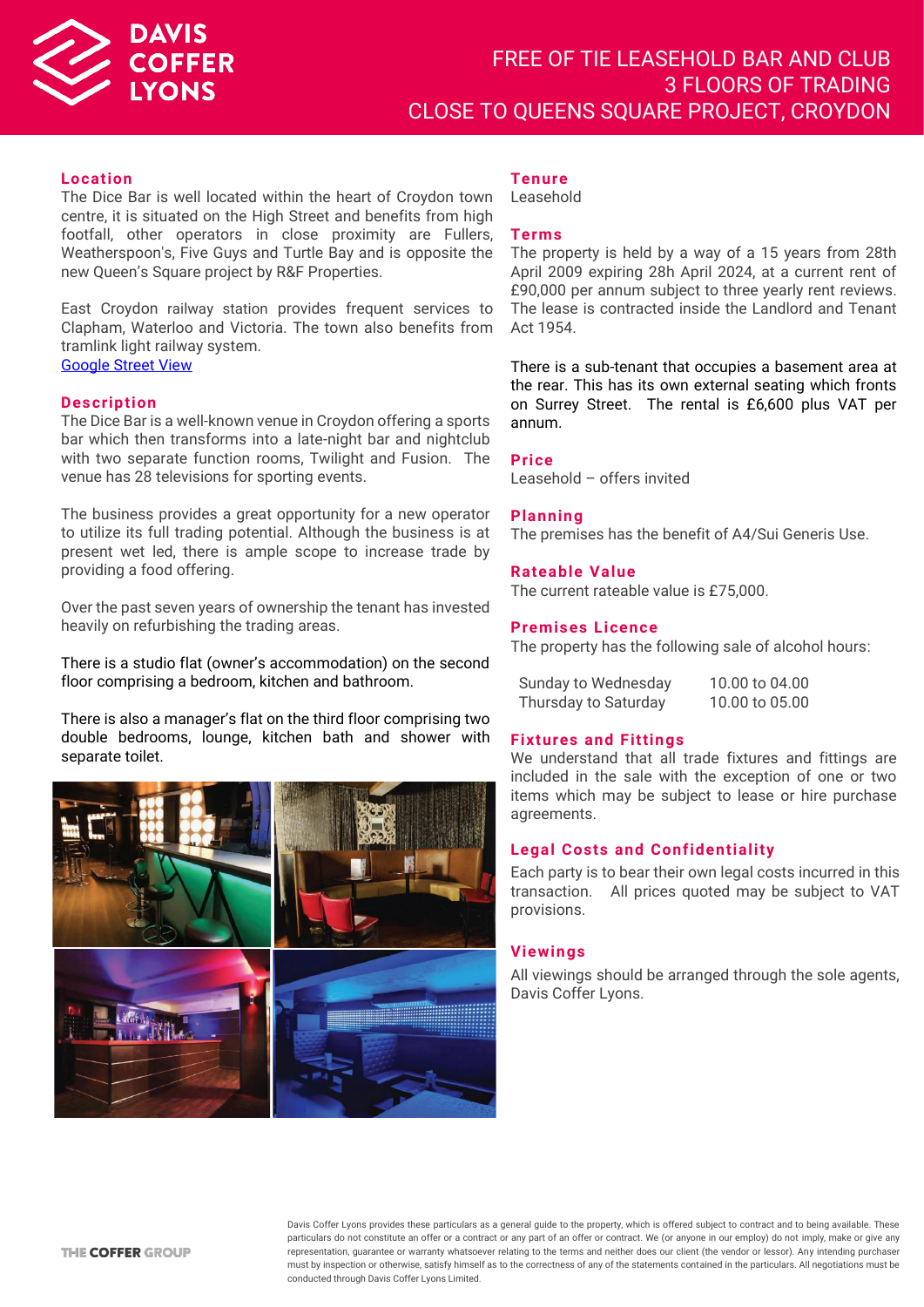# FREE OF TIE LEASEHOLD BAR AND CLUB
# 3 FLOORS OF TRADING
# CLOSE TO QUEENS SQUARE PROJECT, CROYDON

## Location

The Dice Bar is well located within the heart of Croydon town centre, it is situated on the High Street and benefits from high footfall, other operators in close proximity are Fullers, Weatherspoon's, Five Guys and Turtle Bay and is opposite the new Queen's Square project by R&F Properties.

East Croydon railway station provides frequent services to Clapham, Waterloo and Victoria. The town also benefits from tramlink light railway system.
Google Street View

## Description

The Dice Bar is a well-known venue in Croydon offering a sports bar which then transforms into a late-night bar and nightclub with two separate function rooms, Twilight and Fusion. The venue has 28 televisions for sporting events.

The business provides a great opportunity for a new operator to utilize its full trading potential. Although the business is at present wet led, there is ample scope to increase trade by providing a food offering.

Over the past seven years of ownership the tenant has invested heavily on refurbishing the trading areas.

There is a studio flat (owner's accommodation) on the second floor comprising a bedroom, kitchen and bathroom.

There is also a manager's flat on the third floor comprising two double bedrooms, lounge, kitchen bath and shower with separate toilet.

## Tenure

Leasehold

## Terms

The property is held by a way of a 15 years from 28th April 2009 expiring 28h April 2024, at a current rent of £90,000 per annum subject to three yearly rent reviews. The lease is contracted inside the Landlord and Tenant Act 1954.

There is a sub-tenant that occupies a basement area at the rear. This has its own external seating which fronts on Surrey Street. The rental is £6,600 plus VAT per annum.

## Price

Leasehold – offers invited

## Planning

The premises has the benefit of A4/Sui Generis Use.

## Rateable Value

The current rateable value is £75,000.

## Premises Licence

The property has the following sale of alcohol hours:

| | |
|---|---|
| Sunday to Wednesday | 10.00 to 04.00 |
| Thursday to Saturday | 10.00 to 05.00 |

## Fixtures and Fittings

We understand that all trade fixtures and fittings are included in the sale with the exception of one or two items which may be subject to lease or hire purchase agreements.

## Legal Costs and Confidentiality

Each party is to bear their own legal costs incurred in this transaction. All prices quoted may be subject to VAT provisions.

## Viewings

All viewings should be arranged through the sole agents, Davis Coffer Lyons.

Davis Coffer Lyons provides these particulars as a general guide to the property, which is offered subject to contract and to being available. These particulars do not constitute an offer or a contract or any part of an offer or contract. We (or anyone in our employ) do not imply, make or give any representation, guarantee or warranty whatsoever relating to the terms and neither does our client (the vendor or lessor). Any intending purchaser must by inspection or otherwise, satisfy himself as to the correctness of any of the statements contained in the particulars. All negotiations must be conducted through Davis Coffer Lyons Limited.